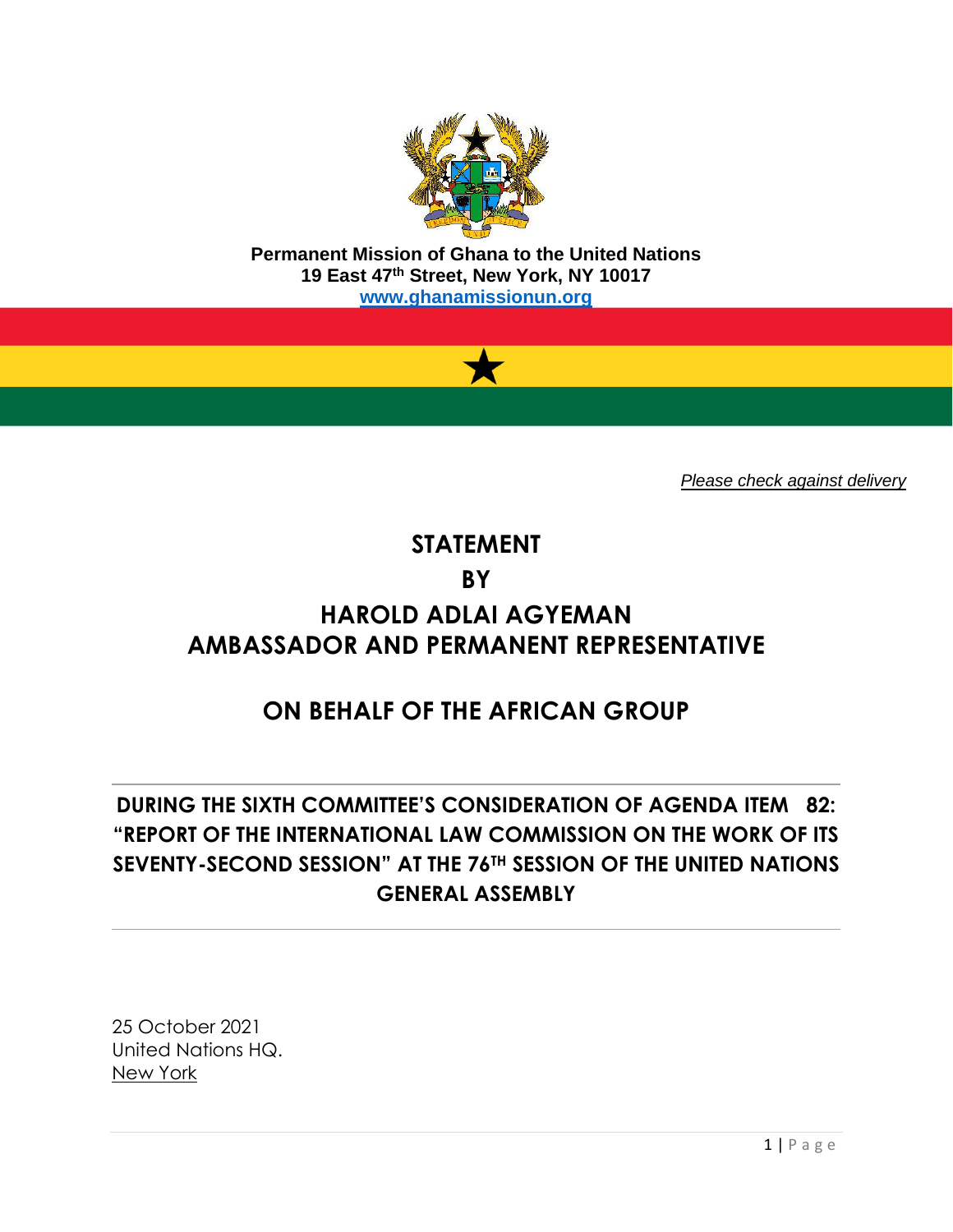**Permanent Mission of Ghana to the United Nations**
**19 East 47th Street, New York, NY 10017**
**[www.ghanamissionun.org](http://www.ghanamissionun.org)**

*Please check against delivery*

# STATEMENT

# BY

# HAROLD ADLAI AGYEMAN
# AMBASSADOR AND PERMANENT REPRESENTATIVE

# ON BEHALF OF THE AFRICAN GROUP

---

## DURING THE SIXTH COMMITTEE'S CONSIDERATION OF AGENDA ITEM 82: "REPORT OF THE INTERNATIONAL LAW COMMISSION ON THE WORK OF ITS SEVENTY-SECOND SESSION" AT THE 76TH SESSION OF THE UNITED NATIONS GENERAL ASSEMBLY

---

25 October 2021
United Nations HQ.
New York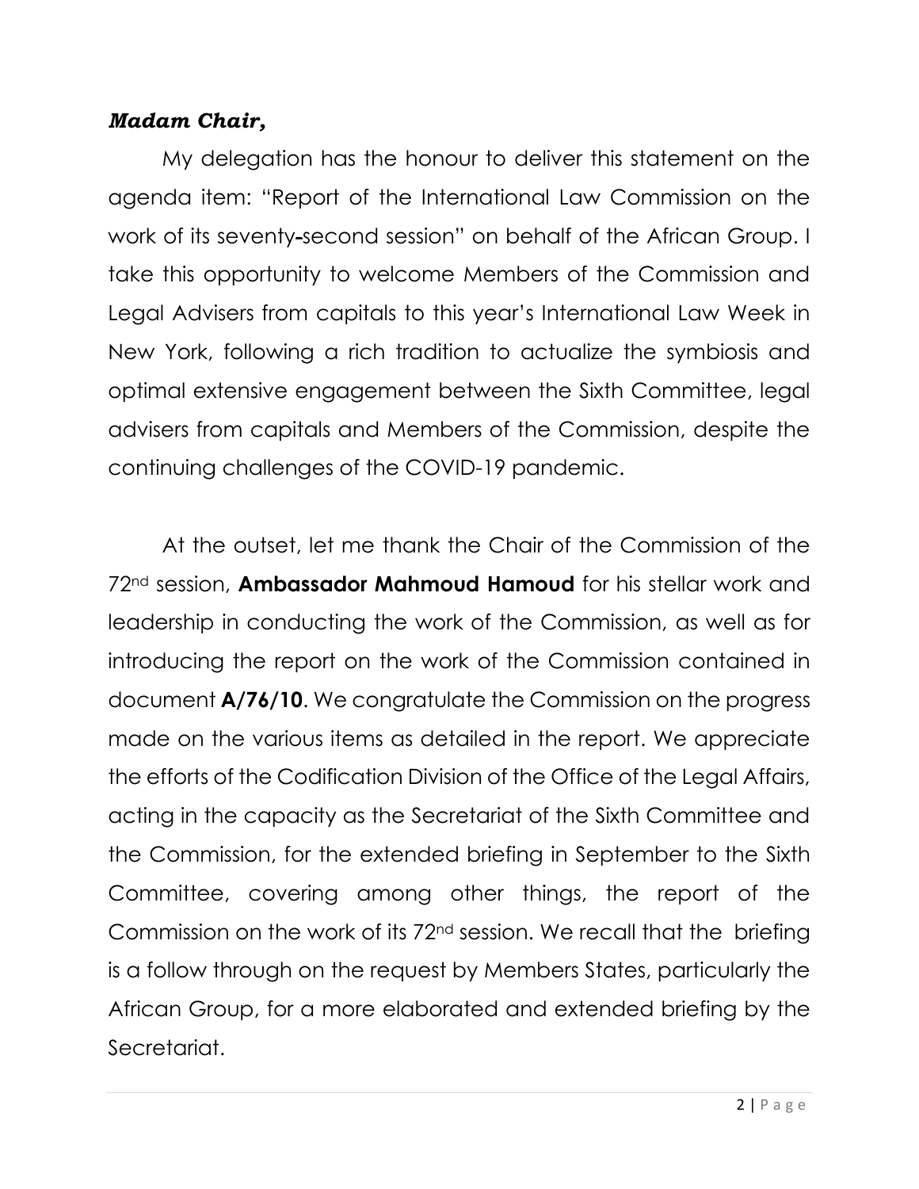***Madam Chair,***

My delegation has the honour to deliver this statement on the agenda item: "Report of the International Law Commission on the work of its seventy-second session" on behalf of the African Group. I take this opportunity to welcome Members of the Commission and Legal Advisers from capitals to this year's International Law Week in New York, following a rich tradition to actualize the symbiosis and optimal extensive engagement between the Sixth Committee, legal advisers from capitals and Members of the Commission, despite the continuing challenges of the COVID-19 pandemic.

At the outset, let me thank the Chair of the Commission of the 72nd session, **Ambassador Mahmoud Hamoud** for his stellar work and leadership in conducting the work of the Commission, as well as for introducing the report on the work of the Commission contained in document **A/76/10**. We congratulate the Commission on the progress made on the various items as detailed in the report. We appreciate the efforts of the Codification Division of the Office of the Legal Affairs, acting in the capacity as the Secretariat of the Sixth Committee and the Commission, for the extended briefing in September to the Sixth Committee, covering among other things, the report of the Commission on the work of its 72nd session. We recall that the briefing is a follow through on the request by Members States, particularly the African Group, for a more elaborated and extended briefing by the Secretariat.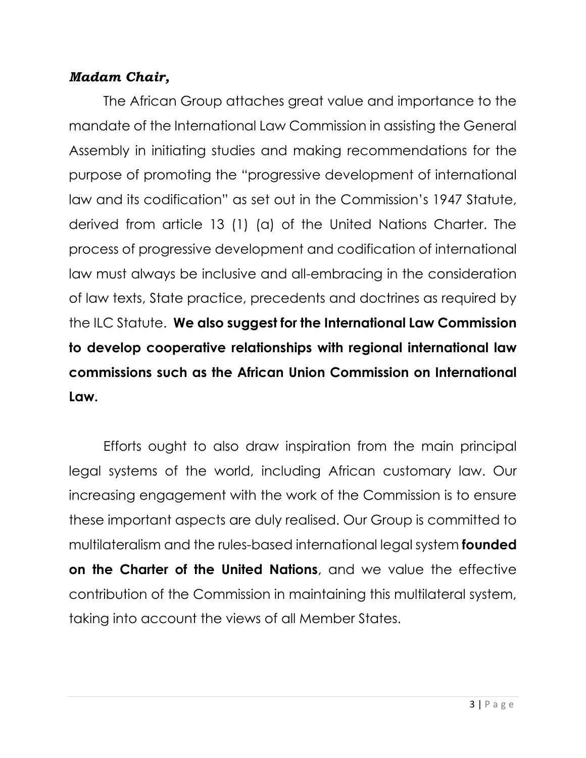***Madam Chair,***

The African Group attaches great value and importance to the mandate of the International Law Commission in assisting the General Assembly in initiating studies and making recommendations for the purpose of promoting the "progressive development of international law and its codification" as set out in the Commission's 1947 Statute, derived from article 13 (1) (a) of the United Nations Charter. The process of progressive development and codification of international law must always be inclusive and all-embracing in the consideration of law texts, State practice, precedents and doctrines as required by the ILC Statute. **We also suggest for the International Law Commission to develop cooperative relationships with regional international law commissions such as the African Union Commission on International Law.**

Efforts ought to also draw inspiration from the main principal legal systems of the world, including African customary law. Our increasing engagement with the work of the Commission is to ensure these important aspects are duly realised. Our Group is committed to multilateralism and the rules-based international legal system **founded on the Charter of the United Nations**, and we value the effective contribution of the Commission in maintaining this multilateral system, taking into account the views of all Member States.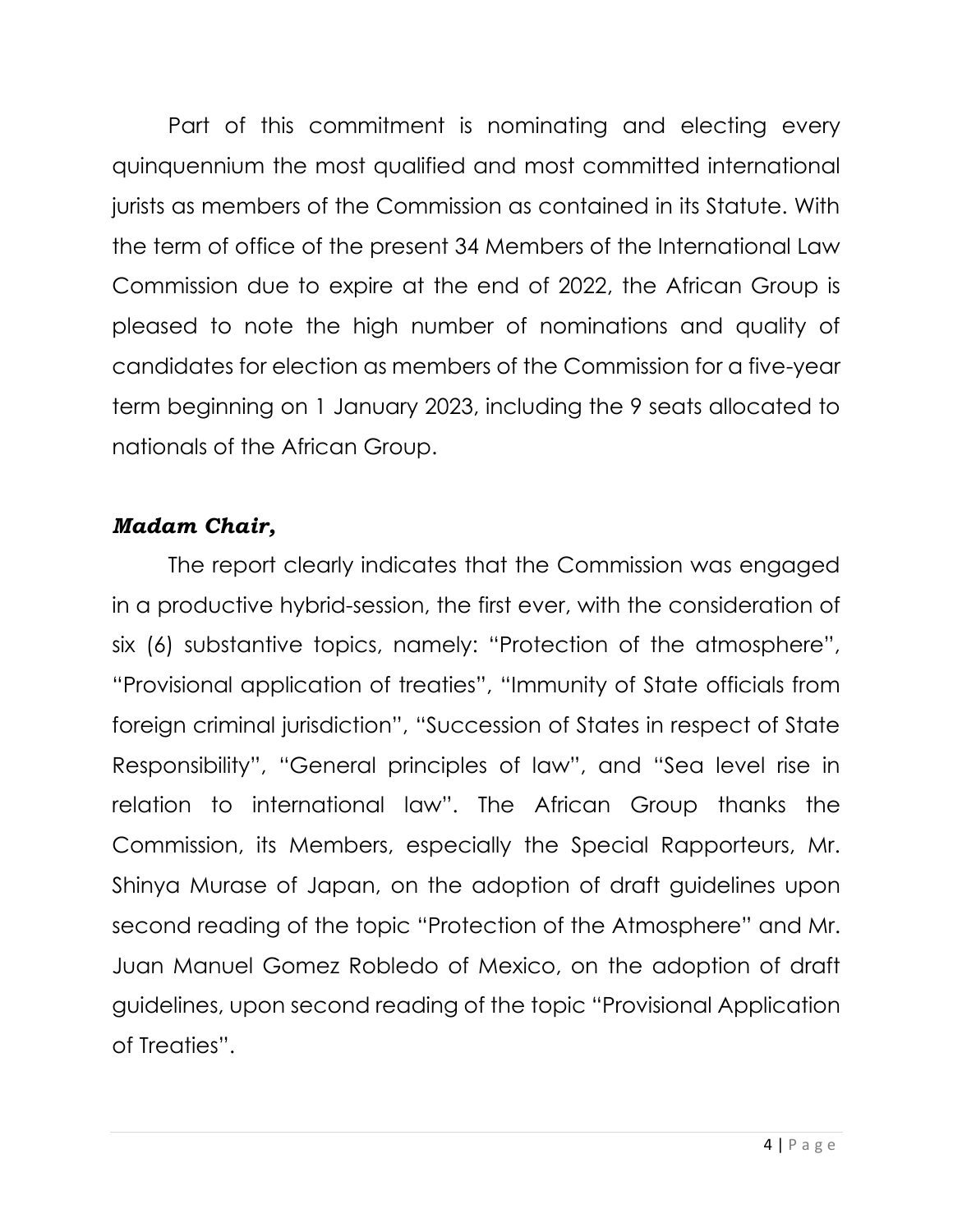Part of this commitment is nominating and electing every quinquennium the most qualified and most committed international jurists as members of the Commission as contained in its Statute. With the term of office of the present 34 Members of the International Law Commission due to expire at the end of 2022, the African Group is pleased to note the high number of nominations and quality of candidates for election as members of the Commission for a five-year term beginning on 1 January 2023, including the 9 seats allocated to nationals of the African Group.

***Madam Chair,***

The report clearly indicates that the Commission was engaged in a productive hybrid-session, the first ever, with the consideration of six (6) substantive topics, namely: "Protection of the atmosphere", "Provisional application of treaties", "Immunity of State officials from foreign criminal jurisdiction", "Succession of States in respect of State Responsibility", "General principles of law", and "Sea level rise in relation to international law". The African Group thanks the Commission, its Members, especially the Special Rapporteurs, Mr. Shinya Murase of Japan, on the adoption of draft guidelines upon second reading of the topic "Protection of the Atmosphere" and Mr. Juan Manuel Gomez Robledo of Mexico, on the adoption of draft guidelines, upon second reading of the topic "Provisional Application of Treaties".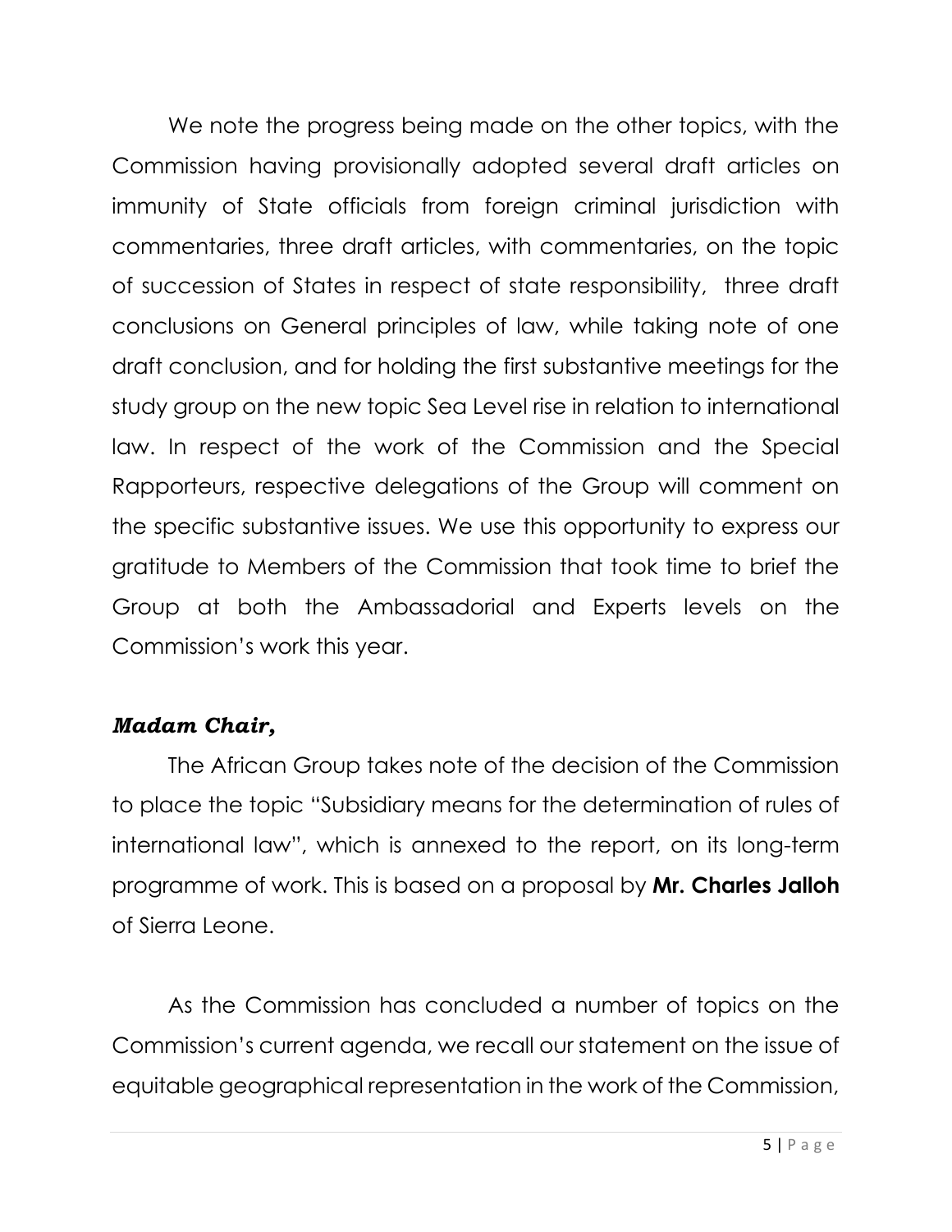We note the progress being made on the other topics, with the Commission having provisionally adopted several draft articles on immunity of State officials from foreign criminal jurisdiction with commentaries, three draft articles, with commentaries, on the topic of succession of States in respect of state responsibility, three draft conclusions on General principles of law, while taking note of one draft conclusion, and for holding the first substantive meetings for the study group on the new topic Sea Level rise in relation to international law. In respect of the work of the Commission and the Special Rapporteurs, respective delegations of the Group will comment on the specific substantive issues. We use this opportunity to express our gratitude to Members of the Commission that took time to brief the Group at both the Ambassadorial and Experts levels on the Commission's work this year.

***Madam Chair,***

The African Group takes note of the decision of the Commission to place the topic "Subsidiary means for the determination of rules of international law", which is annexed to the report, on its long-term programme of work. This is based on a proposal by **Mr. Charles Jalloh** of Sierra Leone.

As the Commission has concluded a number of topics on the Commission's current agenda, we recall our statement on the issue of equitable geographical representation in the work of the Commission,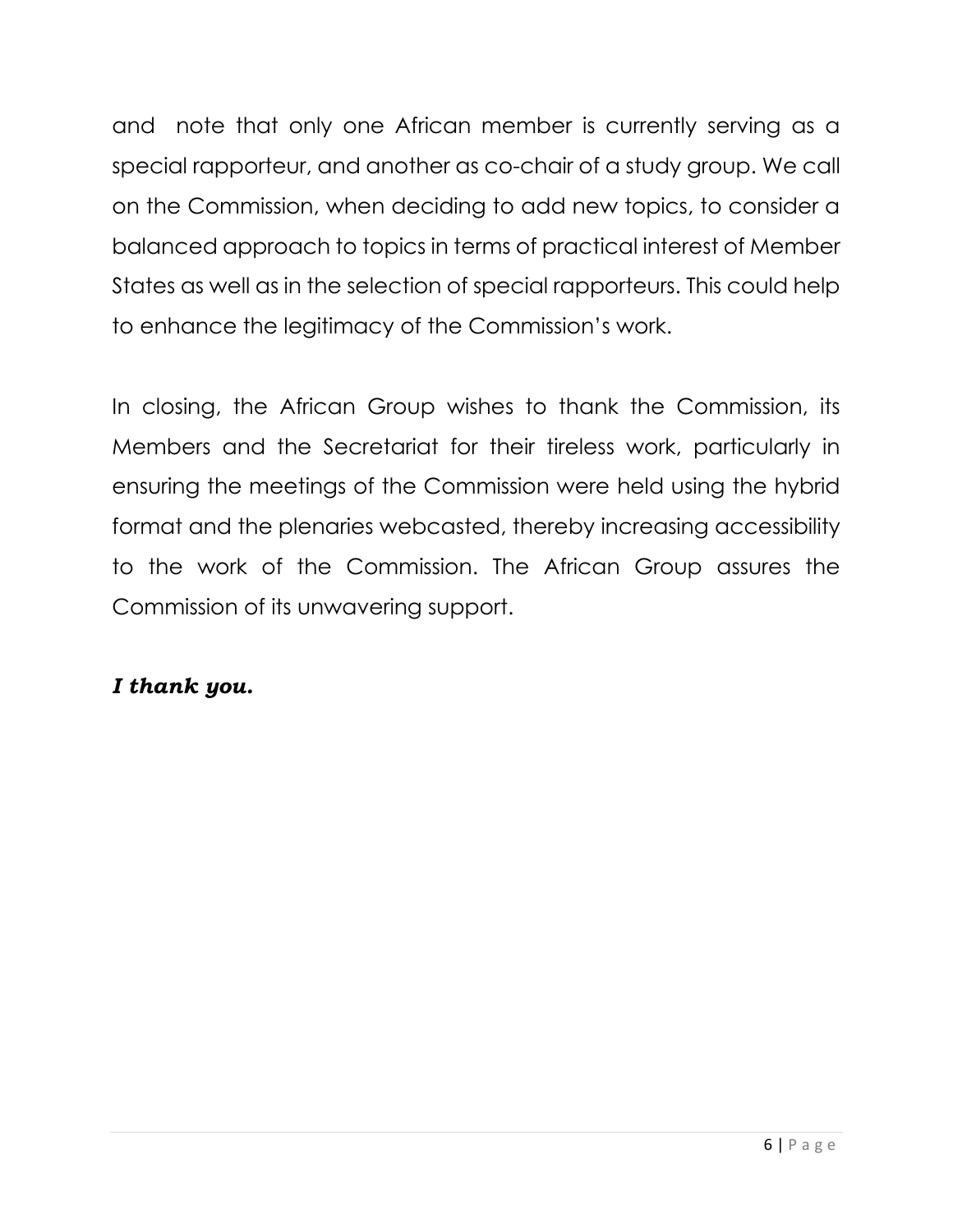and note that only one African member is currently serving as a special rapporteur, and another as co-chair of a study group. We call on the Commission, when deciding to add new topics, to consider a balanced approach to topics in terms of practical interest of Member States as well as in the selection of special rapporteurs. This could help to enhance the legitimacy of the Commission's work.

In closing, the African Group wishes to thank the Commission, its Members and the Secretariat for their tireless work, particularly in ensuring the meetings of the Commission were held using the hybrid format and the plenaries webcasted, thereby increasing accessibility to the work of the Commission. The African Group assures the Commission of its unwavering support.

***I thank you.***